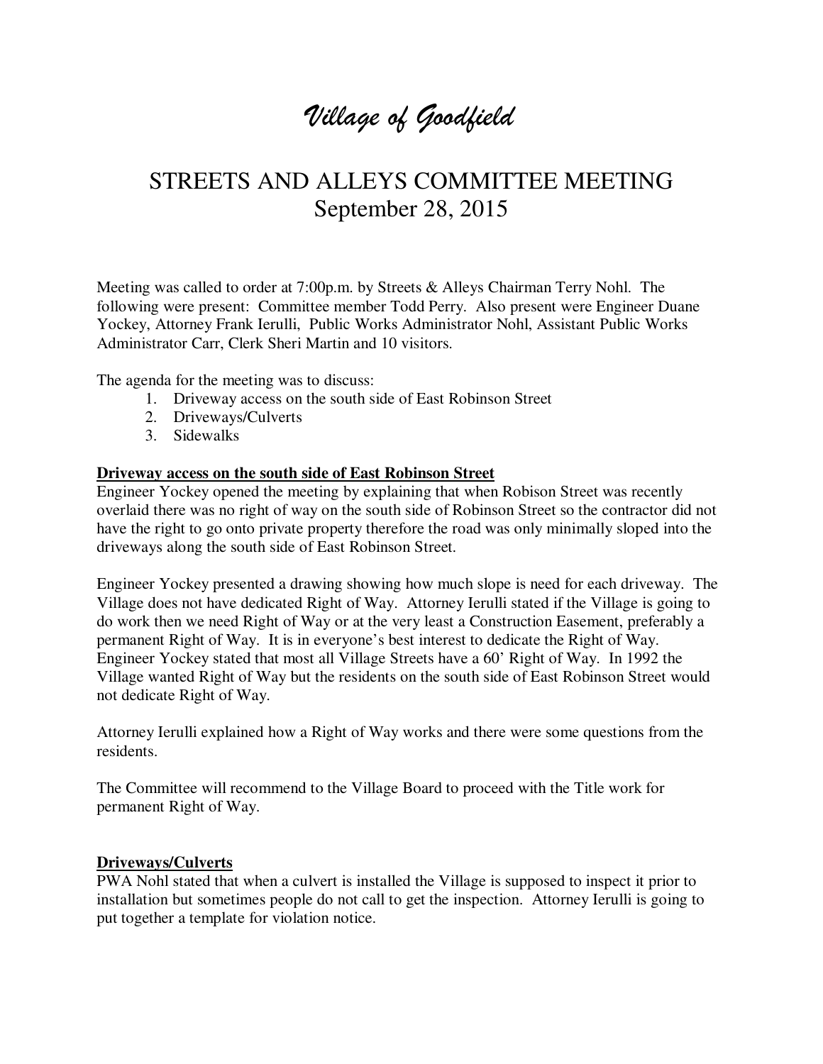# *Village of Goodfield*

## STREETS AND ALLEYS COMMITTEE MEETING
September 28, 2015

Meeting was called to order at 7:00p.m. by Streets & Alleys Chairman Terry Nohl. The following were present: Committee member Todd Perry. Also present were Engineer Duane Yockey, Attorney Frank Ierulli, Public Works Administrator Nohl, Assistant Public Works Administrator Carr, Clerk Sheri Martin and 10 visitors.

The agenda for the meeting was to discuss:

1. Driveway access on the south side of East Robinson Street
2. Driveways/Culverts
3. Sidewalks

**Driveway access on the south side of East Robinson Street**

Engineer Yockey opened the meeting by explaining that when Robison Street was recently overlaid there was no right of way on the south side of Robinson Street so the contractor did not have the right to go onto private property therefore the road was only minimally sloped into the driveways along the south side of East Robinson Street.

Engineer Yockey presented a drawing showing how much slope is need for each driveway. The Village does not have dedicated Right of Way. Attorney Ierulli stated if the Village is going to do work then we need Right of Way or at the very least a Construction Easement, preferably a permanent Right of Way. It is in everyone's best interest to dedicate the Right of Way. Engineer Yockey stated that most all Village Streets have a 60' Right of Way. In 1992 the Village wanted Right of Way but the residents on the south side of East Robinson Street would not dedicate Right of Way.

Attorney Ierulli explained how a Right of Way works and there were some questions from the residents.

The Committee will recommend to the Village Board to proceed with the Title work for permanent Right of Way.

**Driveways/Culverts**

PWA Nohl stated that when a culvert is installed the Village is supposed to inspect it prior to installation but sometimes people do not call to get the inspection. Attorney Ierulli is going to put together a template for violation notice.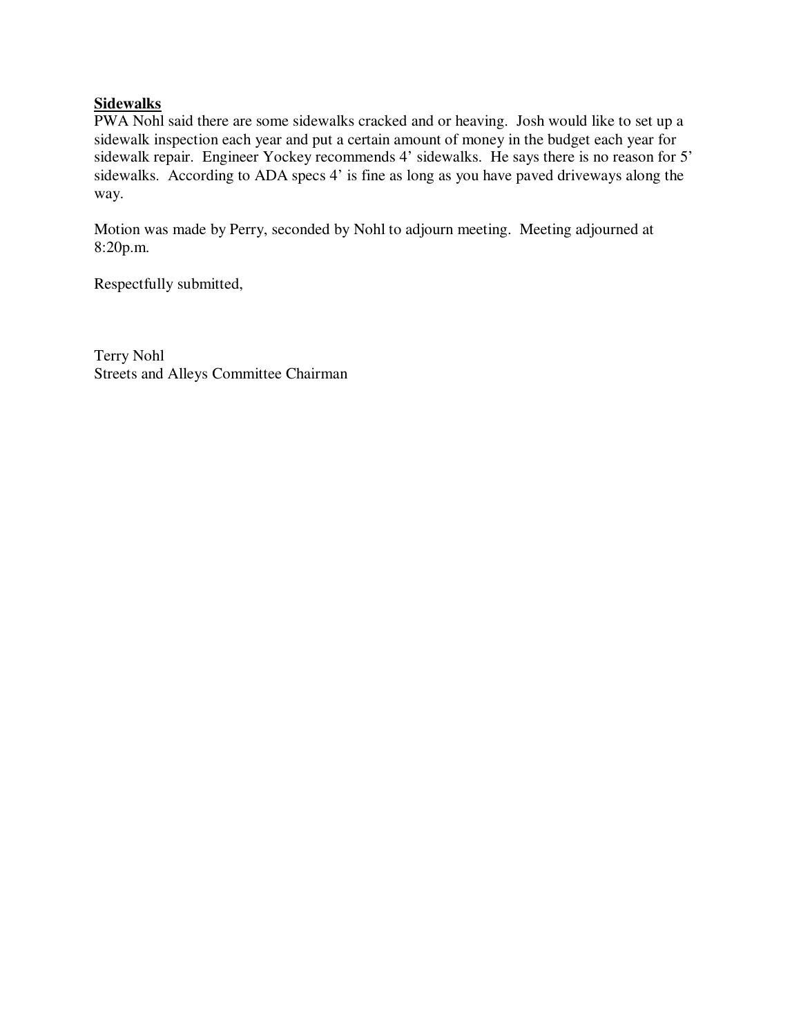**Sidewalks**

PWA Nohl said there are some sidewalks cracked and or heaving. Josh would like to set up a sidewalk inspection each year and put a certain amount of money in the budget each year for sidewalk repair. Engineer Yockey recommends 4' sidewalks. He says there is no reason for 5' sidewalks. According to ADA specs 4' is fine as long as you have paved driveways along the way.

Motion was made by Perry, seconded by Nohl to adjourn meeting. Meeting adjourned at 8:20p.m.

Respectfully submitted,

Terry Nohl
Streets and Alleys Committee Chairman